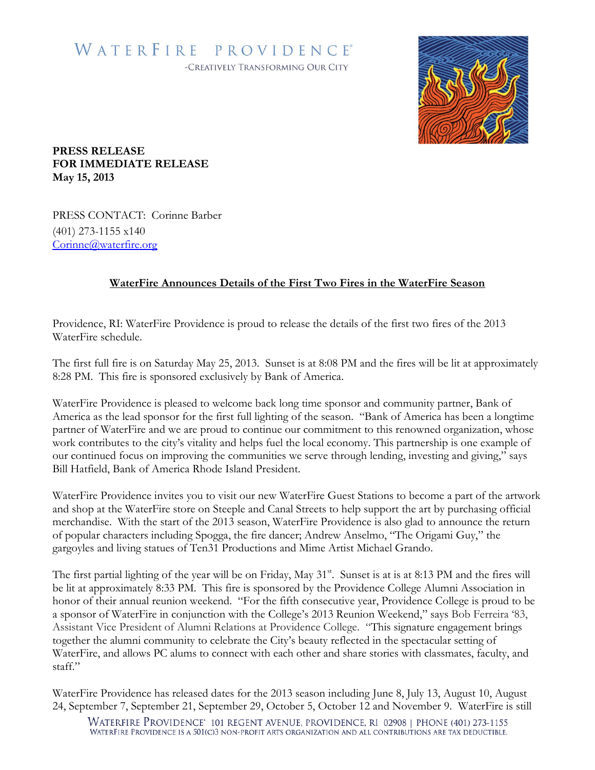WATERFIRE PROVIDENCE®

-CREATIVELY TRANSFORMING OUR CITY

**PRESS RELEASE**
**FOR IMMEDIATE RELEASE**
**May 15, 2013**

PRESS CONTACT: Corinne Barber
(401) 273-1155 x140
Corinne@waterfire.org

## WaterFire Announces Details of the First Two Fires in the WaterFire Season

Providence, RI: WaterFire Providence is proud to release the details of the first two fires of the 2013 WaterFire schedule.

The first full fire is on Saturday May 25, 2013. Sunset is at 8:08 PM and the fires will be lit at approximately 8:28 PM. This fire is sponsored exclusively by Bank of America.

WaterFire Providence is pleased to welcome back long time sponsor and community partner, Bank of America as the lead sponsor for the first full lighting of the season. "Bank of America has been a longtime partner of WaterFire and we are proud to continue our commitment to this renowned organization, whose work contributes to the city's vitality and helps fuel the local economy. This partnership is one example of our continued focus on improving the communities we serve through lending, investing and giving," says Bill Hatfield, Bank of America Rhode Island President.

WaterFire Providence invites you to visit our new WaterFire Guest Stations to become a part of the artwork and shop at the WaterFire store on Steeple and Canal Streets to help support the art by purchasing official merchandise. With the start of the 2013 season, WaterFire Providence is also glad to announce the return of popular characters including Spogga, the fire dancer; Andrew Anselmo, "The Origami Guy," the gargoyles and living statues of Ten31 Productions and Mime Artist Michael Grando.

The first partial lighting of the year will be on Friday, May 31st. Sunset is at is at 8:13 PM and the fires will be lit at approximately 8:33 PM. This fire is sponsored by the Providence College Alumni Association in honor of their annual reunion weekend. "For the fifth consecutive year, Providence College is proud to be a sponsor of WaterFire in conjunction with the College's 2013 Reunion Weekend," says Bob Ferreira '83, Assistant Vice President of Alumni Relations at Providence College. "This signature engagement brings together the alumni community to celebrate the City's beauty reflected in the spectacular setting of WaterFire, and allows PC alums to connect with each other and share stories with classmates, faculty, and staff."

WaterFire Providence has released dates for the 2013 season including June 8, July 13, August 10, August 24, September 7, September 21, September 29, October 5, October 12 and November 9. WaterFire is still

WATERFIRE PROVIDENCE® 101 REGENT AVENUE, PROVIDENCE, RI 02908 | PHONE (401) 273-1155
WATERFIRE PROVIDENCE IS A 501(C)3 NON-PROFIT ARTS ORGANIZATION AND ALL CONTRIBUTIONS ARE TAX DEDUCTIBLE.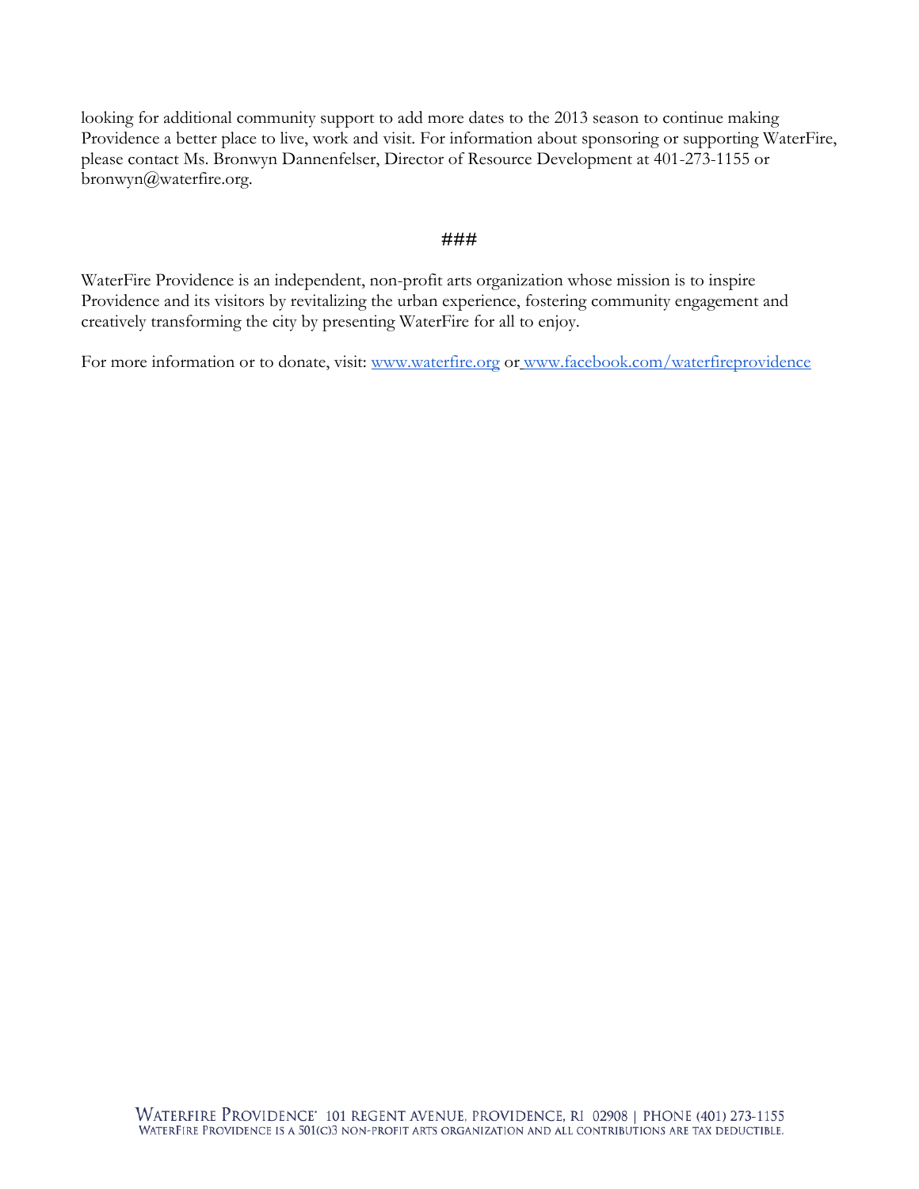looking for additional community support to add more dates to the 2013 season to continue making Providence a better place to live, work and visit. For information about sponsoring or supporting WaterFire, please contact Ms. Bronwyn Dannenfelser, Director of Resource Development at 401-273-1155 or bronwyn@waterfire.org.

###

WaterFire Providence is an independent, non-profit arts organization whose mission is to inspire Providence and its visitors by revitalizing the urban experience, fostering community engagement and creatively transforming the city by presenting WaterFire for all to enjoy.

For more information or to donate, visit: [www.waterfire.org](http://www.waterfire.org) or [www.facebook.com/waterfireprovidence](http://www.facebook.com/waterfireprovidence)